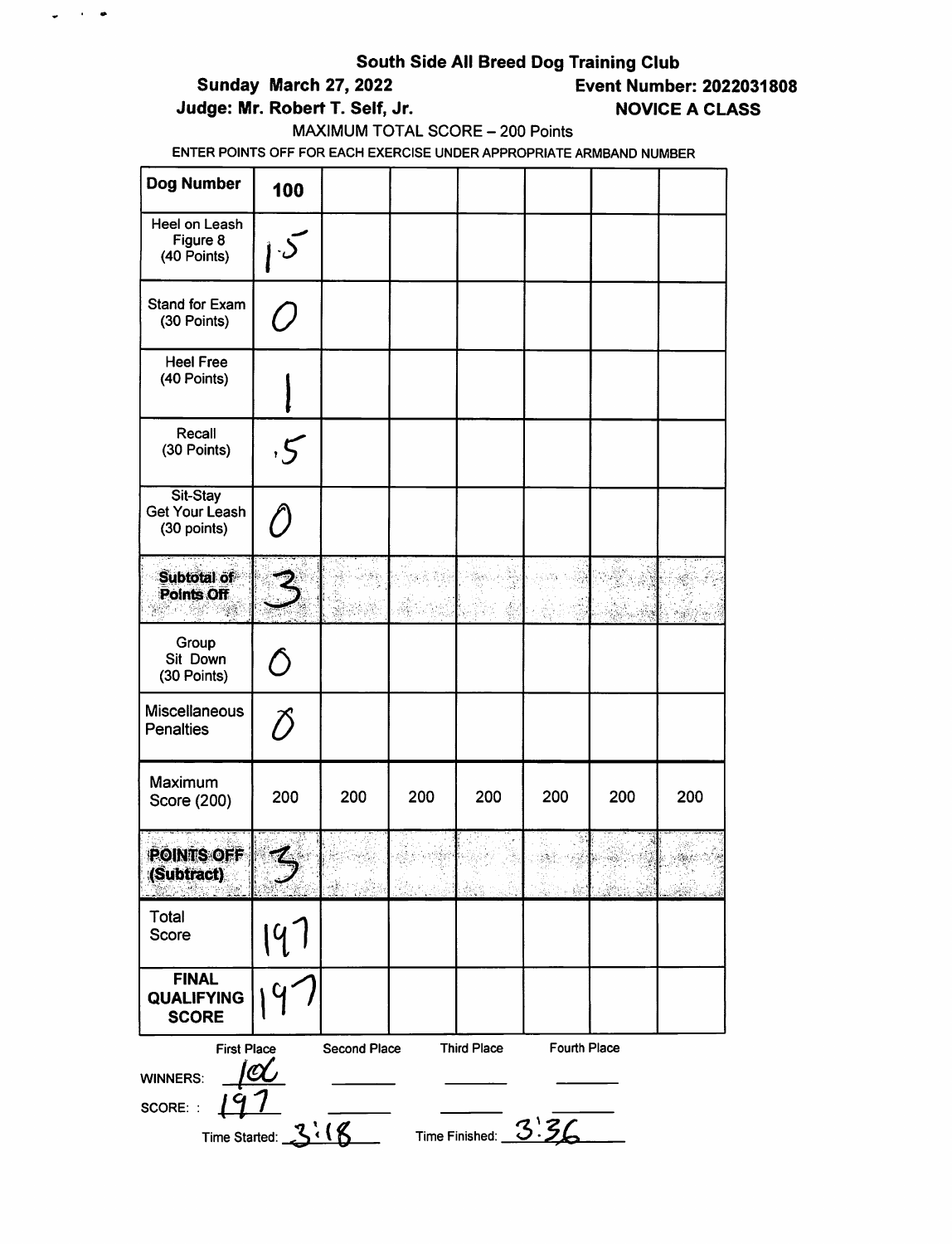## South Side All Breed Dog Training Club

**Sunday March 27, 2022** **Event Number: 2022031808**

**Judge: Mr. Robert T. Self, Jr.** **NOVICE A CLASS**

MAXIMUM TOTAL SCORE – 200 Points

ENTER POINTS OFF FOR EACH EXERCISE UNDER APPROPRIATE ARMBAND NUMBER

| Dog Number | 100 | | | | | | |
|---|---|---|---|---|---|---|---|
| Heel on Leash Figure 8 (40 Points) | 1.5 | | | | | | |
| Stand for Exam (30 Points) | 0 | | | | | | |
| Heel Free (40 Points) | 1 | | | | | | |
| Recall (30 Points) | .5 | | | | | | |
| Sit-Stay Get Your Leash (30 points) | 0 | | | | | | |
| **Subtotal of Points Off** | 3 | | | | | | |
| Group Sit Down (30 Points) | 0 | | | | | | |
| Miscellaneous Penalties | 0 | | | | | | |
| Maximum Score (200) | 200 | 200 | 200 | 200 | 200 | 200 | 200 |
| **POINTS OFF (Subtract)** | 3 | | | | | | |
| Total Score | 197 | | | | | | |
| **FINAL QUALIFYING SCORE** | 197 | | | | | | |

| | First Place | Second Place | Third Place | Fourth Place |
|---|---|---|---|---|
| WINNERS: | 100 | | | |
| SCORE: : | 197 | | | |

Time Started: 3:18 Time Finished: 3:36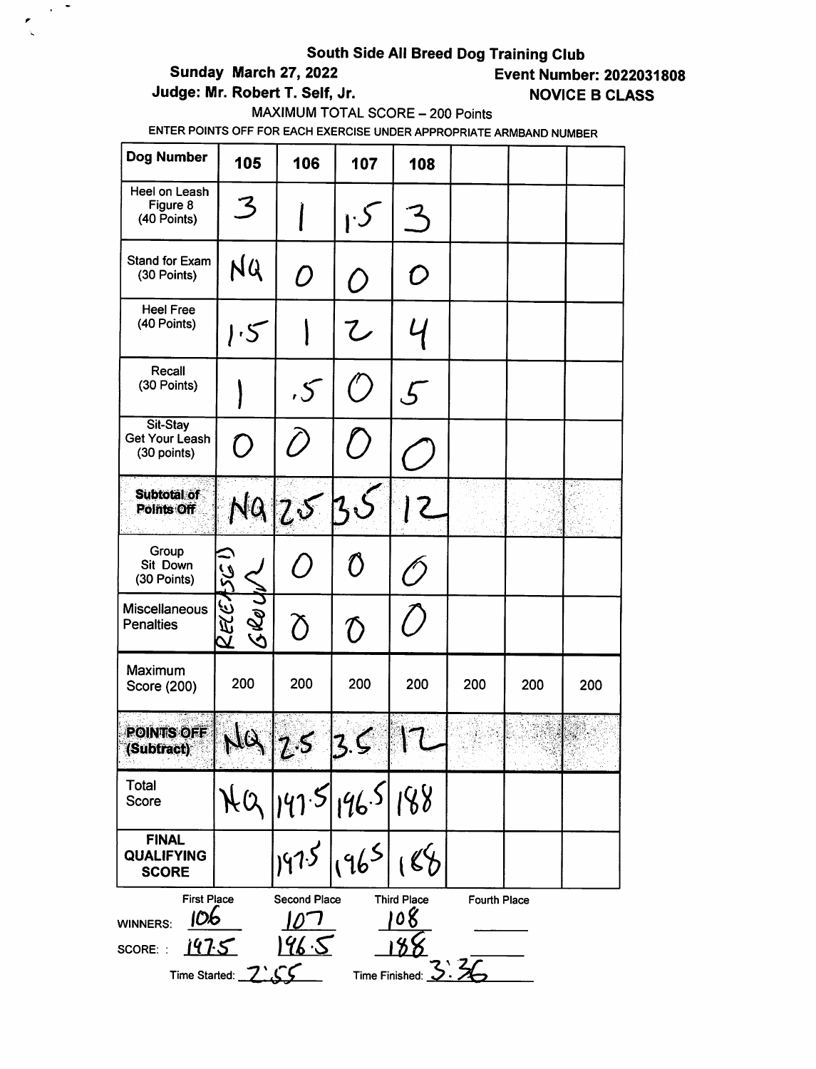**South Side All Breed Dog Training Club**

**Sunday March 27, 2022**

**Event Number: 2022031808**

**Judge: Mr. Robert T. Self, Jr.**

**NOVICE B CLASS**

MAXIMUM TOTAL SCORE – 200 Points

ENTER POINTS OFF FOR EACH EXERCISE UNDER APPROPRIATE ARMBAND NUMBER

| Dog Number | 105 | 106 | 107 | 108 | | | |
|---|---|---|---|---|---|---|---|
| Heel on Leash Figure 8 (40 Points) | 3 | 1 | 1.5 | 3 | | | |
| Stand for Exam (30 Points) | NQ | 0 | 0 | 0 | | | |
| Heel Free (40 Points) | 1.5 | 1 | 2 | 4 | | | |
| Recall (30 Points) | 1 | .5 | 0 | 5 | | | |
| Sit-Stay Get Your Leash (30 points) | 0 | 0 | 0 | 0 | | | |
| **Subtotal of Points Off** | NQ | 2.5 | 3.5 | 12 | | | |
| Group Sit Down (30 Points) | EXCUSED GROUP | 0 | 0 | 0 | | | |
| Miscellaneous Penalties | | 0 | 0 | 0 | | | |
| Maximum Score (200) | 200 | 200 | 200 | 200 | 200 | 200 | 200 |
| **POINTS OFF (Subtract)** | NQ | 2.5 | 3.5 | 12 | | | |
| Total Score | NQ | 197.5 | 196.5 | 188 | | | |
| **FINAL QUALIFYING SCORE** | | 197.5 | 196.5 | 188 | | | |

| | First Place | Second Place | Third Place | Fourth Place |
|---|---|---|---|---|
| WINNERS: | 106 | 107 | 108 | |
| SCORE: | 197.5 | 196.5 | 188 | |

Time Started: 2:55 Time Finished: 3:36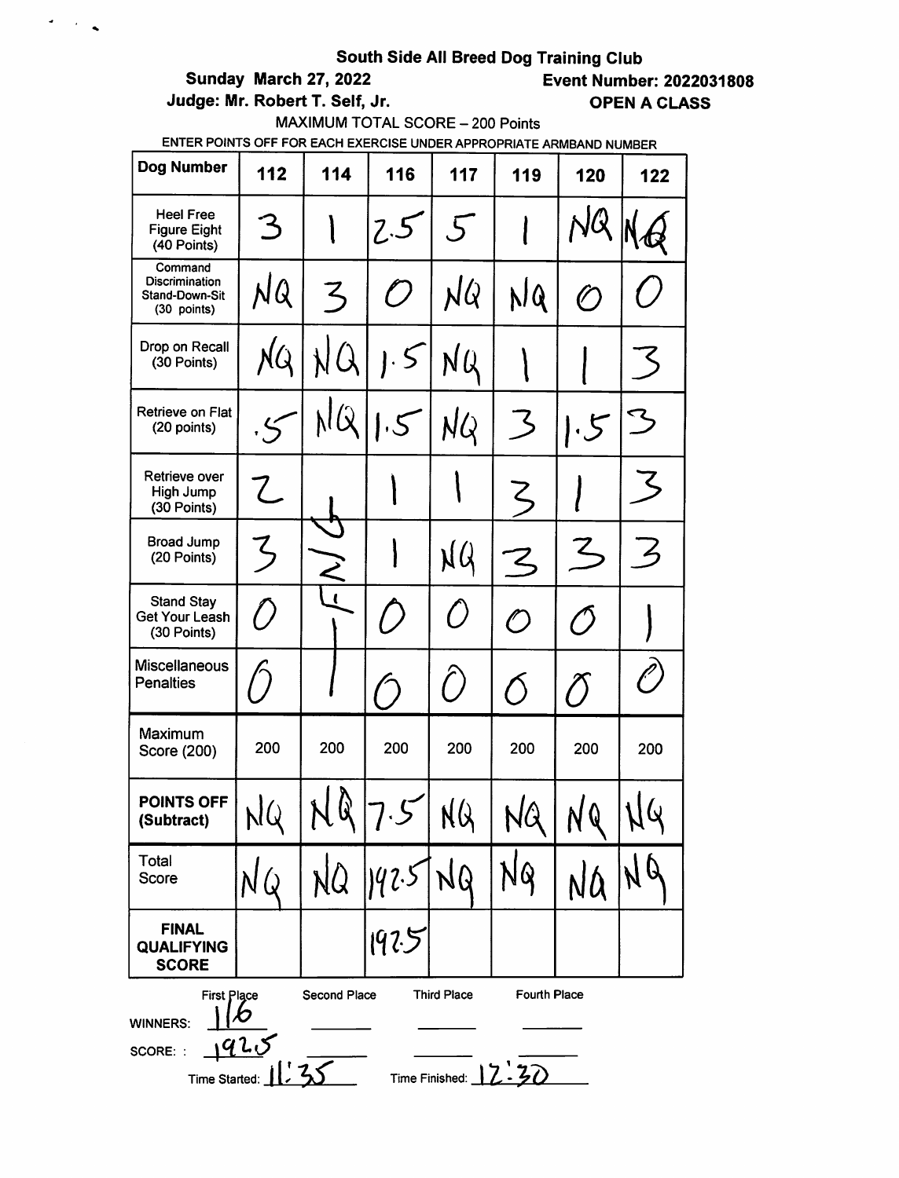**South Side All Breed Dog Training Club**

**Sunday March 27, 2022** **Event Number: 2022031808**

**Judge: Mr. Robert T. Self, Jr.** **OPEN A CLASS**

MAXIMUM TOTAL SCORE – 200 Points

ENTER POINTS OFF FOR EACH EXERCISE UNDER APPROPRIATE ARMBAND NUMBER

| Dog Number | 112 | 114 | 116 | 117 | 119 | 120 | 122 |
|---|---|---|---|---|---|---|---|
| Heel Free Figure Eight (40 Points) | 3 | 1 | 2.5 | 5 | 1 | NQ | NQ |
| Command Discrimination Stand-Down-Sit (30 points) | NQ | 3 | 0 | NQ | NQ | 0 | 0 |
| Drop on Recall (30 Points) | NQ | NQ | 1.5 | NQ | 1 | 1 | 3 |
| Retrieve on Flat (20 points) | .5 | NQ | 1.5 | NQ | 3 | 1.5 | 3 |
| Retrieve over High Jump (30 Points) | 2 | | 1 | 1 | 3 | 1 | 3 |
| Broad Jump (20 Points) | 3 | | 1 | NQ | 3 | 3 | 3 |
| Stand Stay Get Your Leash (30 Points) | 0 | | 0 | 0 | 0 | 0 | 1 |
| Miscellaneous Penalties | 0 | | 0 | 0 | 0 | 0 | 0 |
| Maximum Score (200) | 200 | 200 | 200 | 200 | 200 | 200 | 200 |
| **POINTS OFF (Subtract)** | NQ | NQ | 7.5 | NQ | NQ | NQ | NQ |
| Total Score | NQ | NQ | 192.5 | NQ | NQ | NQ | NQ |
| **FINAL QUALIFYING SCORE** | | | 192.5 | | | | |

| | First Place | Second Place | Third Place | Fourth Place |
|---|---|---|---|---|
| WINNERS: | 116 | | | |
| SCORE: | 192.5 | | | |

Time Started: 11:35 Time Finished: 12:30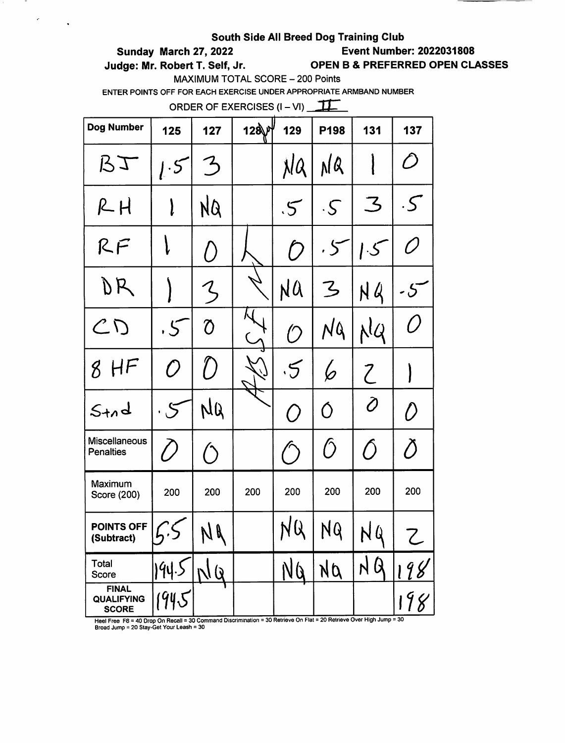**South Side All Breed Dog Training Club**

**Sunday March 27, 2022** **Event Number: 2022031808**

**Judge: Mr. Robert T. Self, Jr.** **OPEN B & PREFERRED OPEN CLASSES**

MAXIMUM TOTAL SCORE – 200 Points

ENTER POINTS OFF FOR EACH EXERCISE UNDER APPROPRIATE ARMBAND NUMBER

ORDER OF EXERCISES (I – VI) II

| Dog Number | 125 | 127 | 128 | 129 | P198 | 131 | 137 |
|---|---|---|---|---|---|---|---|
| BJ | 1.5 | 3 | | NQ | NQ | 1 | 0 |
| RH | 1 | NQ | | .5 | .5 | 3 | .5 |
| RF | 1 | 0 | | 0 | .5 | 1.5 | 0 |
| DR | 1 | 3 | | NQ | 3 | NQ | .5 |
| CD | .5 | 0 | | 0 | NQ | NQ | 0 |
| 8 HF | 0 | 0 | | .5 | 6 | 2 | 1 |
| Stnd | .5 | NQ | | 0 | 0 | 0 | 0 |
| Miscellaneous Penalties | 0 | 0 | | 0 | 0 | 0 | 0 |
| Maximum Score (200) | 200 | 200 | 200 | 200 | 200 | 200 | 200 |
| **POINTS OFF (Subtract)** | 5.5 | NQ | | NQ | NQ | NQ | 2 |
| Total Score | 194.5 | NQ | | NQ | NQ | NQ | 198 |
| **FINAL QUALIFYING SCORE** | 194.5 | | | | | | 198 |

Heel Free F8 = 40 Drop On Recall = 30 Command Discrimination = 30 Retrieve On Flat = 20 Retrieve Over High Jump = 30
Broad Jump = 20 Stay-Get Your Leash = 30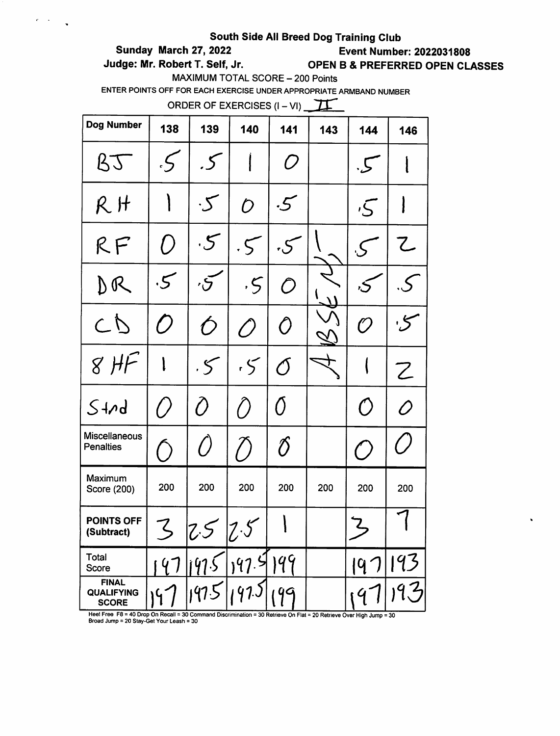**South Side All Breed Dog Training Club**

**Sunday March 27, 2022** **Event Number: 2022031808**

**Judge: Mr. Robert T. Self, Jr.** **OPEN B & PREFERRED OPEN CLASSES**

MAXIMUM TOTAL SCORE – 200 Points

ENTER POINTS OFF FOR EACH EXERCISE UNDER APPROPRIATE ARMBAND NUMBER

ORDER OF EXERCISES (I – VI) II

| Dog Number | 138 | 139 | 140 | 141 | 143 | 144 | 146 |
|---|---|---|---|---|---|---|---|
| BJ | .5 | .5 | 1 | 0 | ABSENT | .5 | 1 |
| RH | 1 | .5 | 0 | .5 | | .5 | 1 |
| RF | 0 | .5 | .5 | .5 | | .5 | 2 |
| DR | .5 | .5 | .5 | 0 | | .5 | .5 |
| CD | 0 | 0 | 0 | 0 | | 0 | .5 |
| 8 HF | 1 | .5 | .5 | 0 | | 1 | 2 |
| Stnd | 0 | 0 | 0 | 0 | | 0 | 0 |
| Miscellaneous Penalties | 0 | 0 | 0 | 0 | | 0 | 0 |
| Maximum Score (200) | 200 | 200 | 200 | 200 | 200 | 200 | 200 |
| **POINTS OFF (Subtract)** | 3 | 2.5 | 2.5 | 1 | | 3 | 7 |
| Total Score | 197 | 197.5 | 197.5 | 199 | | 197 | 193 |
| **FINAL QUALIFYING SCORE** | 197 | 197.5 | 197.5 | 199 | | 197 | 193 |

Heel Free F8 = 40 Drop On Recall = 30 Command Discrimination = 30 Retrieve On Flat = 20 Retrieve Over High Jump = 30 Broad Jump = 20 Stay-Get Your Leash = 30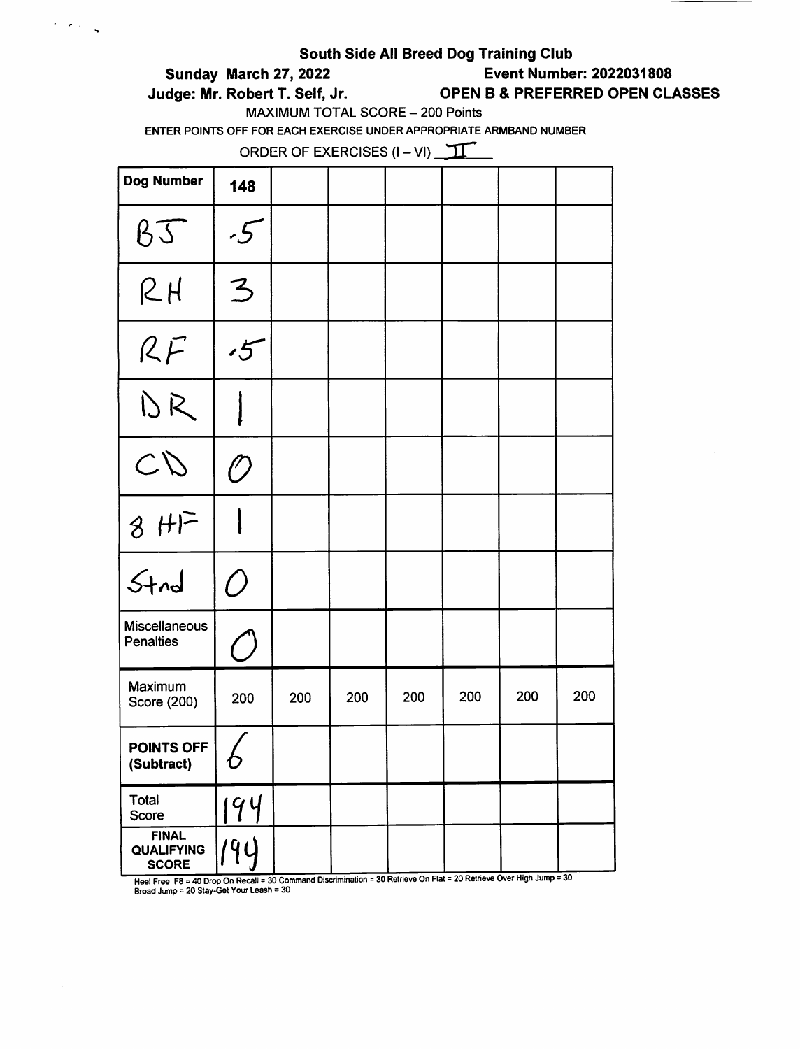# South Side All Breed Dog Training Club

**Sunday March 27, 2022** **Event Number: 2022031808**

**Judge: Mr. Robert T. Self, Jr.** **OPEN B & PREFERRED OPEN CLASSES**

MAXIMUM TOTAL SCORE – 200 Points

ENTER POINTS OFF FOR EACH EXERCISE UNDER APPROPRIATE ARMBAND NUMBER

ORDER OF EXERCISES (I – VI) II

| Dog Number | 148 | | | | | | |
|---|---|---|---|---|---|---|---|
| BJ | .5 | | | | | | |
| RH | 3 | | | | | | |
| RF | .5 | | | | | | |
| DR | 1 | | | | | | |
| CD | 0 | | | | | | |
| 8 HF | 1 | | | | | | |
| Stnd | 0 | | | | | | |
| Miscellaneous Penalties | 0 | | | | | | |
| Maximum Score (200) | 200 | 200 | 200 | 200 | 200 | 200 | 200 |
| **POINTS OFF (Subtract)** | 6 | | | | | | |
| Total Score | 194 | | | | | | |
| **FINAL QUALIFYING SCORE** | 194 | | | | | | |

Heel Free F8 = 40 Drop On Recall = 30 Command Discrimination = 30 Retrieve On Flat = 20 Retrieve Over High Jump = 30
Broad Jump = 20 Stay-Get Your Leash = 30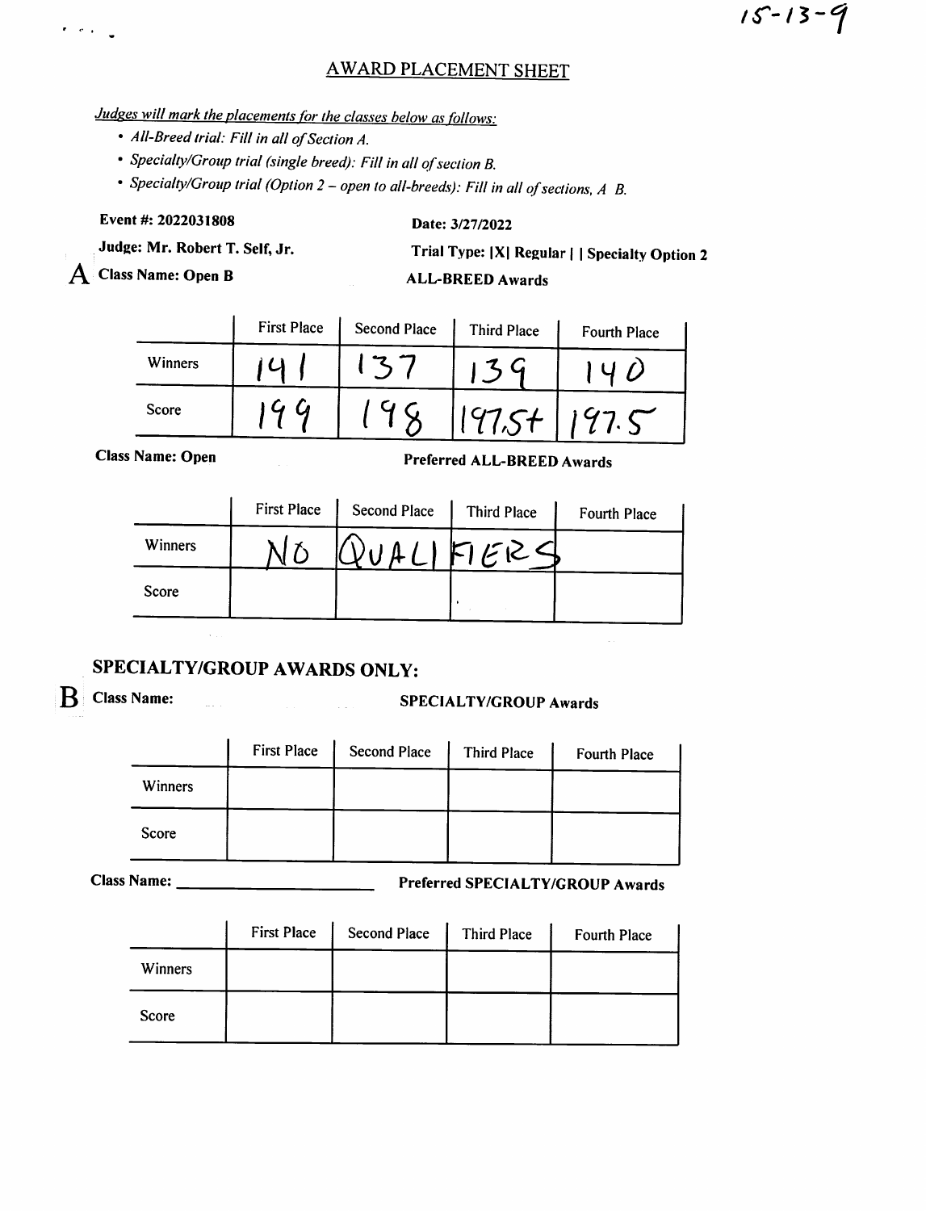15-13-9

# AWARD PLACEMENT SHEET

*Judges will mark the placements for the classes below as follows:*

- *All-Breed trial: Fill in all of Section A.*
- *Specialty/Group trial (single breed): Fill in all of section B.*
- *Specialty/Group trial (Option 2 – open to all-breeds): Fill in all of sections, A B.*

**Event #: 2022031808** **Date: 3/27/2022**

**Judge: Mr. Robert T. Self, Jr.** **Trial Type: |X| Regular | | Specialty Option 2**

**A Class Name: Open B** **ALL-BREED Awards**

| | First Place | Second Place | Third Place | Fourth Place |
|---|---|---|---|---|
| Winners | 141 | 137 | 139 | 140 |
| Score | 199 | 198 | 197.5+ | 197.5 |

**Class Name: Open** **Preferred ALL-BREED Awards**

| | First Place | Second Place | Third Place | Fourth Place |
|---|---|---|---|---|
| Winners | NO | QUALI | FIERS | |
| Score | | | | |

## SPECIALTY/GROUP AWARDS ONLY:

**B Class Name:** **SPECIALTY/GROUP Awards**

| | First Place | Second Place | Third Place | Fourth Place |
|---|---|---|---|---|
| Winners | | | | |
| Score | | | | |

**Class Name:** ______________________ **Preferred SPECIALTY/GROUP Awards**

| | First Place | Second Place | Third Place | Fourth Place |
|---|---|---|---|---|
| Winners | | | | |
| Score | | | | |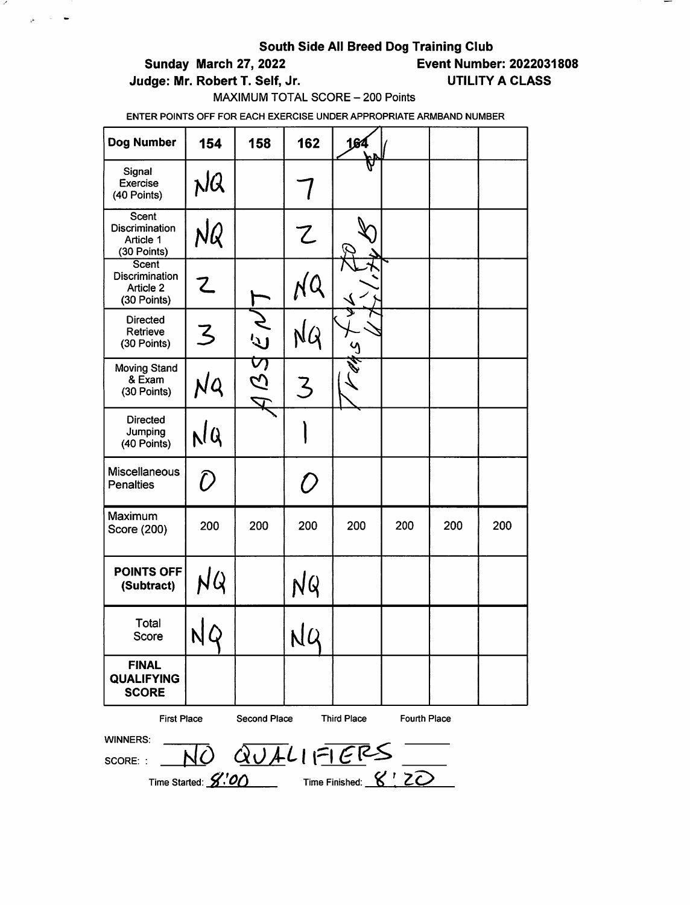**South Side All Breed Dog Training Club**

**Sunday March 27, 2022** **Event Number: 2022031808**

**Judge: Mr. Robert T. Self, Jr.** **UTILITY A CLASS**

MAXIMUM TOTAL SCORE – 200 Points

ENTER POINTS OFF FOR EACH EXERCISE UNDER APPROPRIATE ARMBAND NUMBER

| Dog Number | 154 | 158 | 162 | 164 | | | |
|---|---|---|---|---|---|---|---|
| Signal Exercise (40 Points) | NQ | ABSENT | 7 | Transfer to UB | | | |
| Scent Discrimination Article 1 (30 Points) | NQ | | 2 | | | | |
| Scent Discrimination Article 2 (30 Points) | 2 | | NQ | | | | |
| Directed Retrieve (30 Points) | 3 | | NQ | | | | |
| Moving Stand & Exam (30 Points) | NQ | | 3 | | | | |
| Directed Jumping (40 Points) | NQ | | 1 | | | | |
| Miscellaneous Penalties | 0 | | 0 | | | | |
| Maximum Score (200) | 200 | 200 | 200 | 200 | 200 | 200 | 200 |
| **POINTS OFF (Subtract)** | NQ | | NQ | | | | |
| Total Score | NQ | | NQ | | | | |
| **FINAL QUALIFYING SCORE** | | | | | | | |

First Place Second Place Third Place Fourth Place

WINNERS:

SCORE: NO QUALIFIERS

Time Started: 8:00 Time Finished: 8:20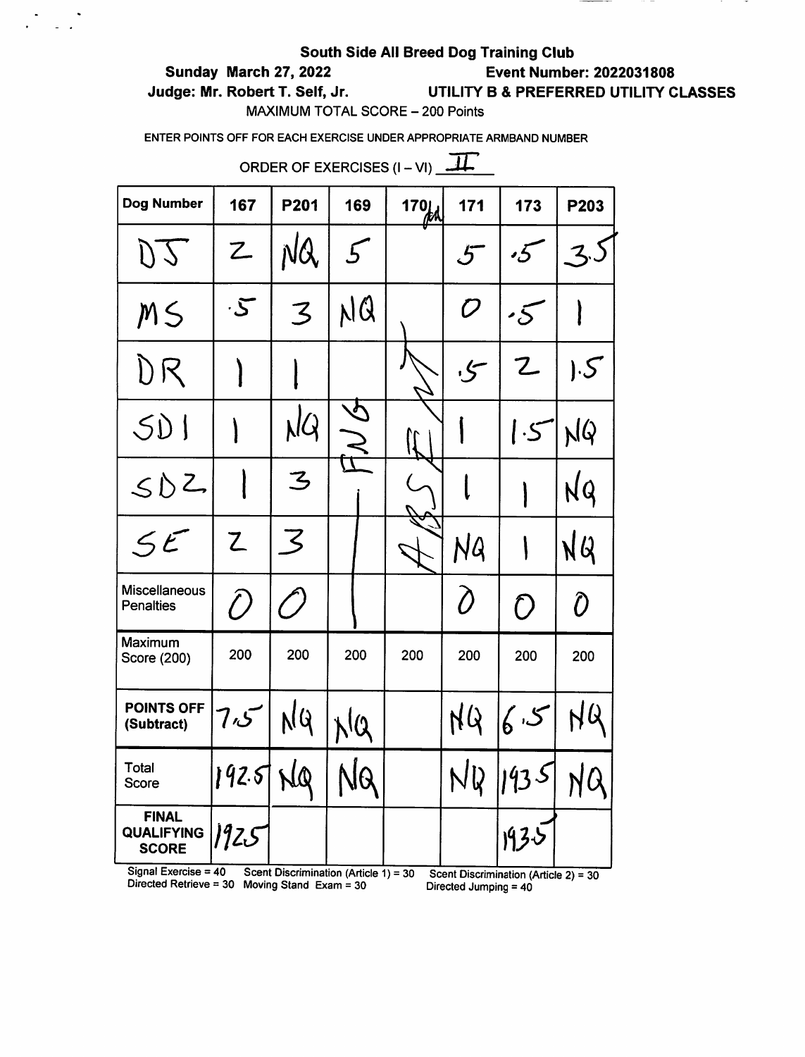**South Side All Breed Dog Training Club**

**Sunday March 27, 2022** **Event Number: 2022031808**

**Judge: Mr. Robert T. Self, Jr.** **UTILITY B & PREFERRED UTILITY CLASSES**

MAXIMUM TOTAL SCORE – 200 Points

ENTER POINTS OFF FOR EACH EXERCISE UNDER APPROPRIATE ARMBAND NUMBER

ORDER OF EXERCISES (I – VI) II

| Dog Number | 167 | P201 | 169 | 170 | 171 | 173 | P203 |
|---|---|---|---|---|---|---|---|
| DJ | 2 | NQ | 5 | ABSENT | 5 | .5 | 3.5 |
| MS | .5 | 3 | NQ | | 0 | .5 | 1 |
| DR | 1 | 1 | FNQ | | .5 | 2 | 1.5 |
| SD1 | 1 | NQ | | | 1 | 1.5 | NQ |
| SD2 | 1 | 3 | | | 1 | 1 | NQ |
| SE | 2 | 3 | | | NQ | 1 | NQ |
| Miscellaneous Penalties | 0 | 0 | | | 0 | 0 | 0 |
| Maximum Score (200) | 200 | 200 | 200 | 200 | 200 | 200 | 200 |
| **POINTS OFF (Subtract)** | 7.5 | NQ | NQ | | NQ | 6.5 | NQ |
| Total Score | 192.5 | NQ | NQ | | NQ | 193.5 | NQ |
| **FINAL QUALIFYING SCORE** | 192.5 | | | | | 193.5 | |

Signal Exercise = 40 Scent Discrimination (Article 1) = 30 Scent Discrimination (Article 2) = 30
Directed Retrieve = 30 Moving Stand Exam = 30 Directed Jumping = 40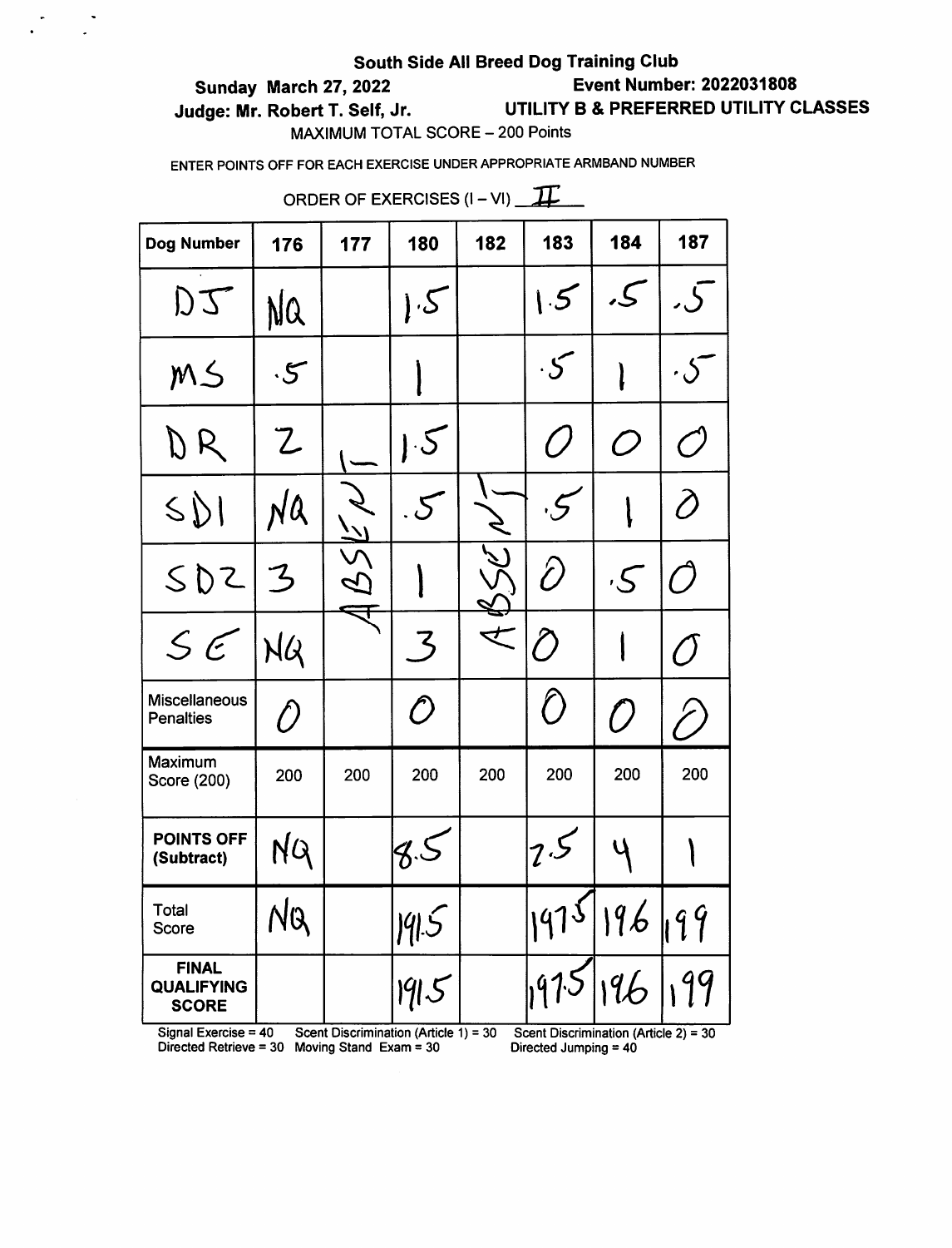**South Side All Breed Dog Training Club**

**Sunday March 27, 2022** **Event Number: 2022031808**

**Judge: Mr. Robert T. Self, Jr.** **UTILITY B & PREFERRED UTILITY CLASSES**

MAXIMUM TOTAL SCORE – 200 Points

ENTER POINTS OFF FOR EACH EXERCISE UNDER APPROPRIATE ARMBAND NUMBER

ORDER OF EXERCISES (I – VI) II

| Dog Number | 176 | 177 | 180 | 182 | 183 | 184 | 187 |
|---|---|---|---|---|---|---|---|
| DJ | NQ | ABSENT | 1.5 | ABSENT | 1.5 | .5 | .5 |
| MS | .5 | | 1 | | .5 | 1 | .5 |
| DR | 2 | | 1.5 | | 0 | 0 | 0 |
| SD1 | NQ | | .5 | | .5 | 1 | 0 |
| SD2 | 3 | | 1 | | 0 | .5 | 0 |
| SE | NQ | | 3 | | 0 | 1 | 0 |
| Miscellaneous Penalties | 0 | | 0 | | 0 | 0 | 0 |
| Maximum Score (200) | 200 | 200 | 200 | 200 | 200 | 200 | 200 |
| **POINTS OFF (Subtract)** | NQ | | 8.5 | | 2.5 | 4 | 1 |
| Total Score | NQ | | 191.5 | | 197.5 | 196 | 199 |
| **FINAL QUALIFYING SCORE** | | | 191.5 | | 197.5 | 196 | 199 |

Signal Exercise = 40 Scent Discrimination (Article 1) = 30 Scent Discrimination (Article 2) = 30
Directed Retrieve = 30 Moving Stand Exam = 30 Directed Jumping = 40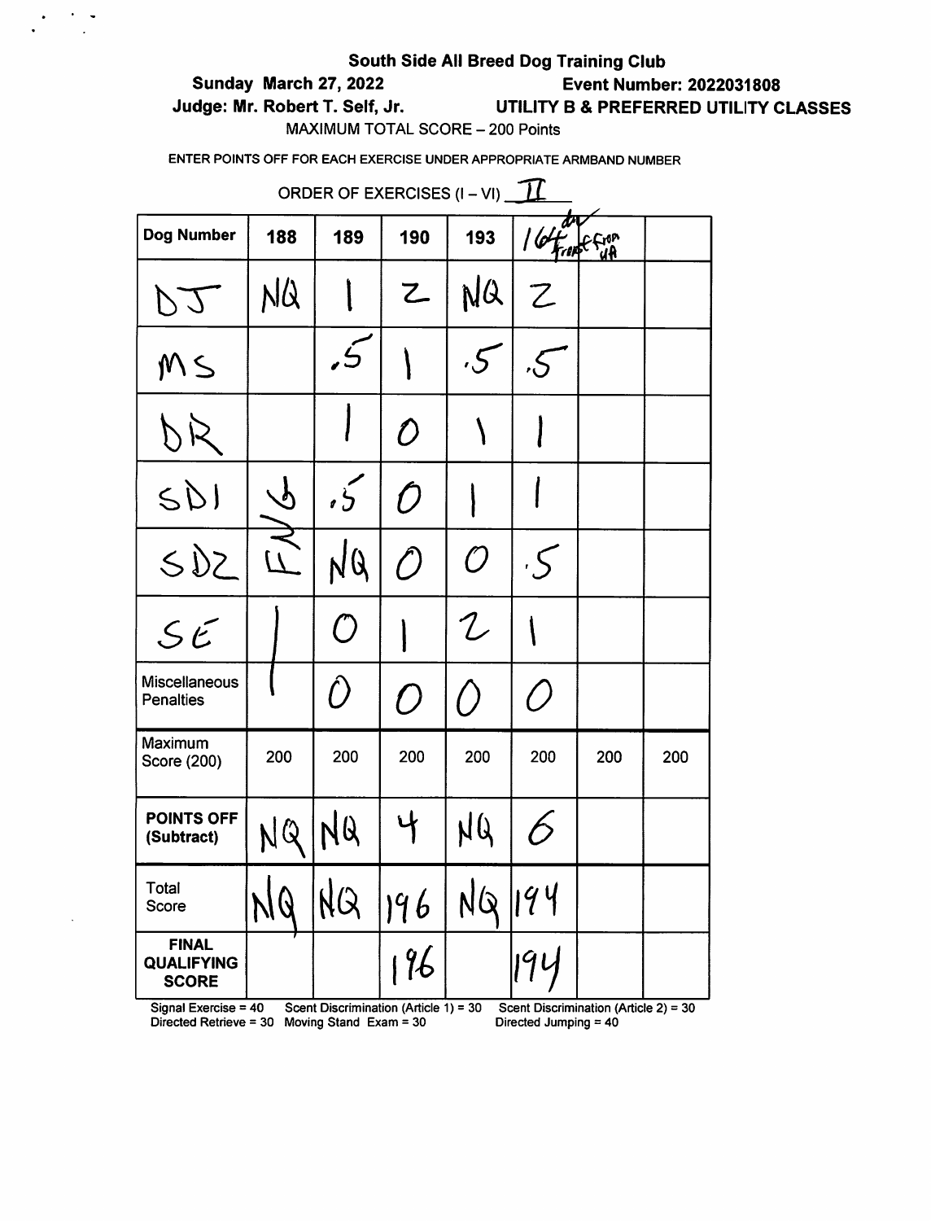**South Side All Breed Dog Training Club**

**Sunday March 27, 2022** **Event Number: 2022031808**

**Judge: Mr. Robert T. Self, Jr.** **UTILITY B & PREFERRED UTILITY CLASSES**

MAXIMUM TOTAL SCORE – 200 Points

ENTER POINTS OFF FOR EACH EXERCISE UNDER APPROPRIATE ARMBAND NUMBER

ORDER OF EXERCISES (I – VI) II

| Dog Number | 188 | 189 | 190 | 193 | 164 dn front from UA | | |
|---|---|---|---|---|---|---|---|
| DJ | NQ | 1 | 2 | NQ | 2 | | |
| MS | | .5 | 1 | .5 | .5 | | |
| DR | | 1 | 0 | 1 | 1 | | |
| SD1 | FNG | .5 | 0 | 1 | 1 | | |
| SD2 | | NQ | 0 | 0 | .5 | | |
| SE | | 0 | 1 | 2 | 1 | | |
| Miscellaneous Penalties | | 0 | 0 | 0 | 0 | | |
| Maximum Score (200) | 200 | 200 | 200 | 200 | 200 | 200 | 200 |
| **POINTS OFF (Subtract)** | NQ | NQ | 4 | NQ | 6 | | |
| Total Score | NQ | NQ | 196 | NQ | 194 | | |
| **FINAL QUALIFYING SCORE** | | | 196 | | 194 | | |

Signal Exercise = 40 Scent Discrimination (Article 1) = 30 Scent Discrimination (Article 2) = 30
Directed Retrieve = 30 Moving Stand Exam = 30 Directed Jumping = 40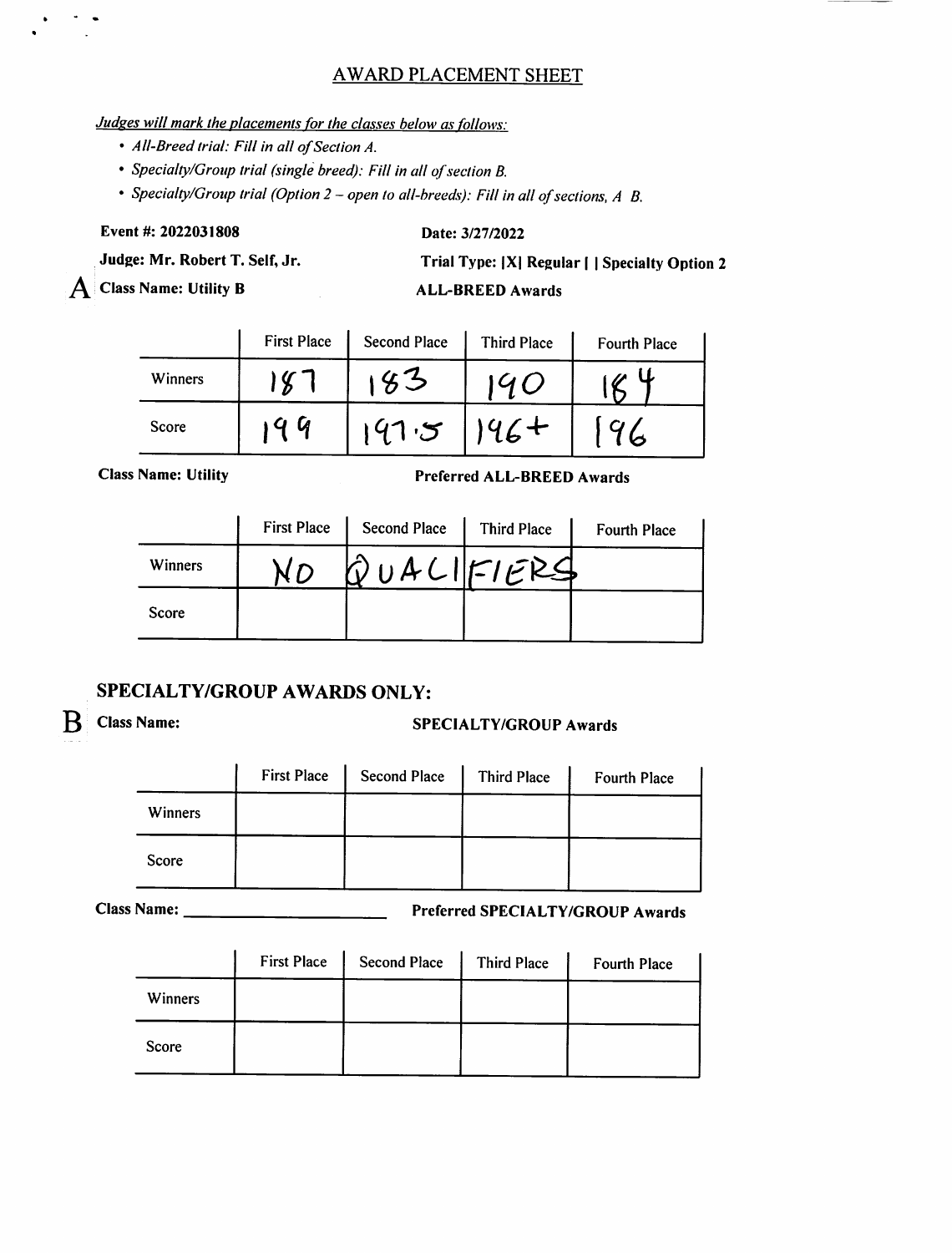# AWARD PLACEMENT SHEET

*Judges will mark the placements for the classes below as follows:*

- *All-Breed trial: Fill in all of Section A.*
- *Specialty/Group trial (single breed): Fill in all of section B.*
- *Specialty/Group trial (Option 2 – open to all-breeds): Fill in all of sections, A B.*

**Event #: 2022031808** **Date: 3/27/2022**

**Judge: Mr. Robert T. Self, Jr.** **Trial Type: |X| Regular | | Specialty Option 2**

## A

**Class Name: Utility B** **ALL-BREED Awards**

| | First Place | Second Place | Third Place | Fourth Place |
|---|---|---|---|---|
| Winners | 187 | 183 | 190 | 184 |
| Score | 199 | 197.5 | 196+ | 196 |

**Class Name: Utility** **Preferred ALL-BREED Awards**

| | First Place | Second Place | Third Place | Fourth Place |
|---|---|---|---|---|
| Winners | NO | QUALI | FIERS | |
| Score | | | | |

## SPECIALTY/GROUP AWARDS ONLY:

## B

**Class Name:** **SPECIALTY/GROUP Awards**

| | First Place | Second Place | Third Place | Fourth Place |
|---|---|---|---|---|
| Winners | | | | |
| Score | | | | |

**Class Name:** ______________________ **Preferred SPECIALTY/GROUP Awards**

| | First Place | Second Place | Third Place | Fourth Place |
|---|---|---|---|---|
| Winners | | | | |
| Score | | | | |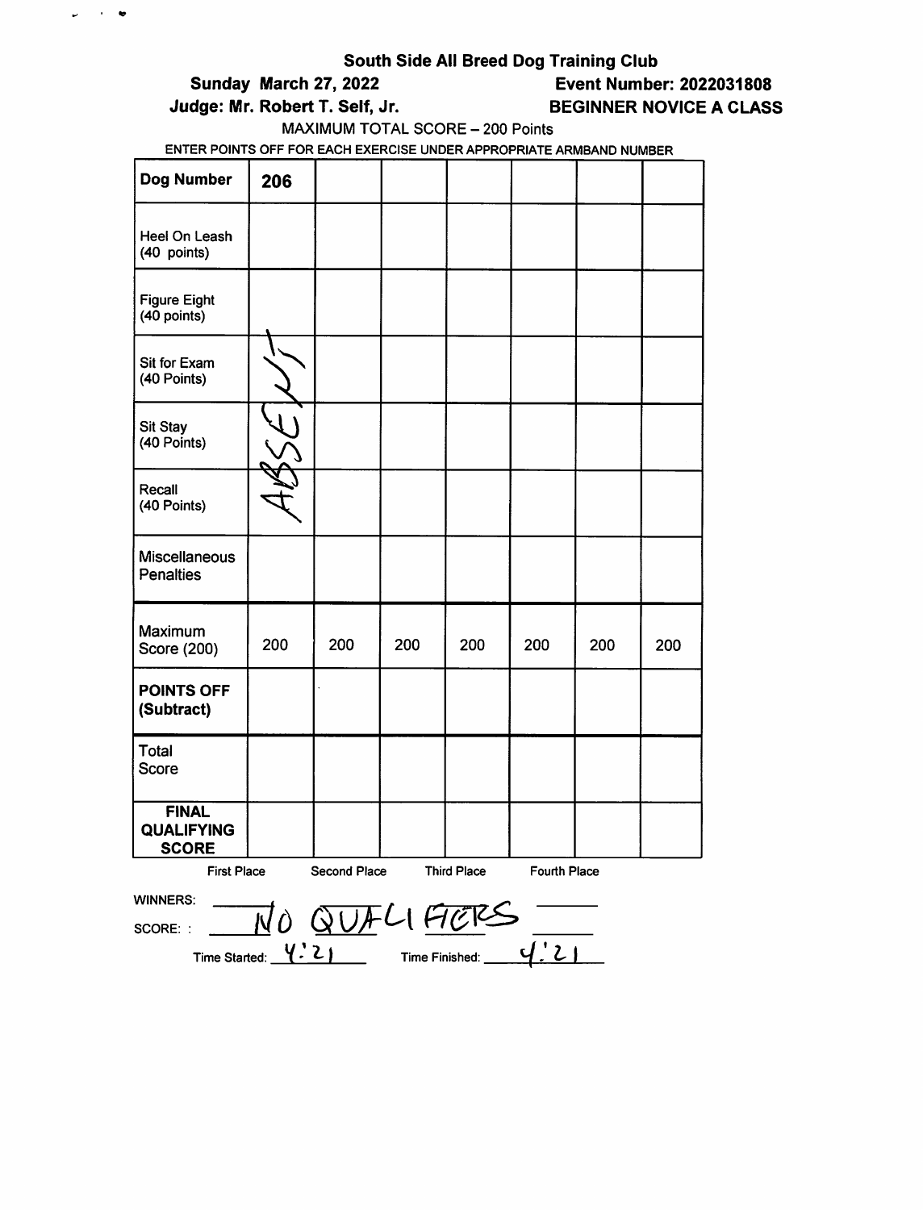**South Side All Breed Dog Training Club**

**Sunday March 27, 2022** **Event Number: 2022031808**

**Judge: Mr. Robert T. Self, Jr.** **BEGINNER NOVICE A CLASS**

MAXIMUM TOTAL SCORE – 200 Points

ENTER POINTS OFF FOR EACH EXERCISE UNDER APPROPRIATE ARMBAND NUMBER

| **Dog Number** | **206** | | | | | | |
|---|---|---|---|---|---|---|---|
| Heel On Leash (40 points) | | | | | | | |
| Figure Eight (40 points) | | | | | | | |
| Sit for Exam (40 Points) | ABSENT | | | | | | |
| Sit Stay (40 Points) | | | | | | | |
| Recall (40 Points) | | | | | | | |
| Miscellaneous Penalties | | | | | | | |
| Maximum Score (200) | 200 | 200 | 200 | 200 | 200 | 200 | 200 |
| **POINTS OFF (Subtract)** | | | | | | | |
| Total Score | | | | | | | |
| **FINAL QUALIFYING SCORE** | | | | | | | |

| | First Place | Second Place | Third Place | Fourth Place |
|---|---|---|---|---|
| WINNERS: | NO QUALIFIERS | | | |
| SCORE: : | | | | |

Time Started: 4:21 Time Finished: 4:21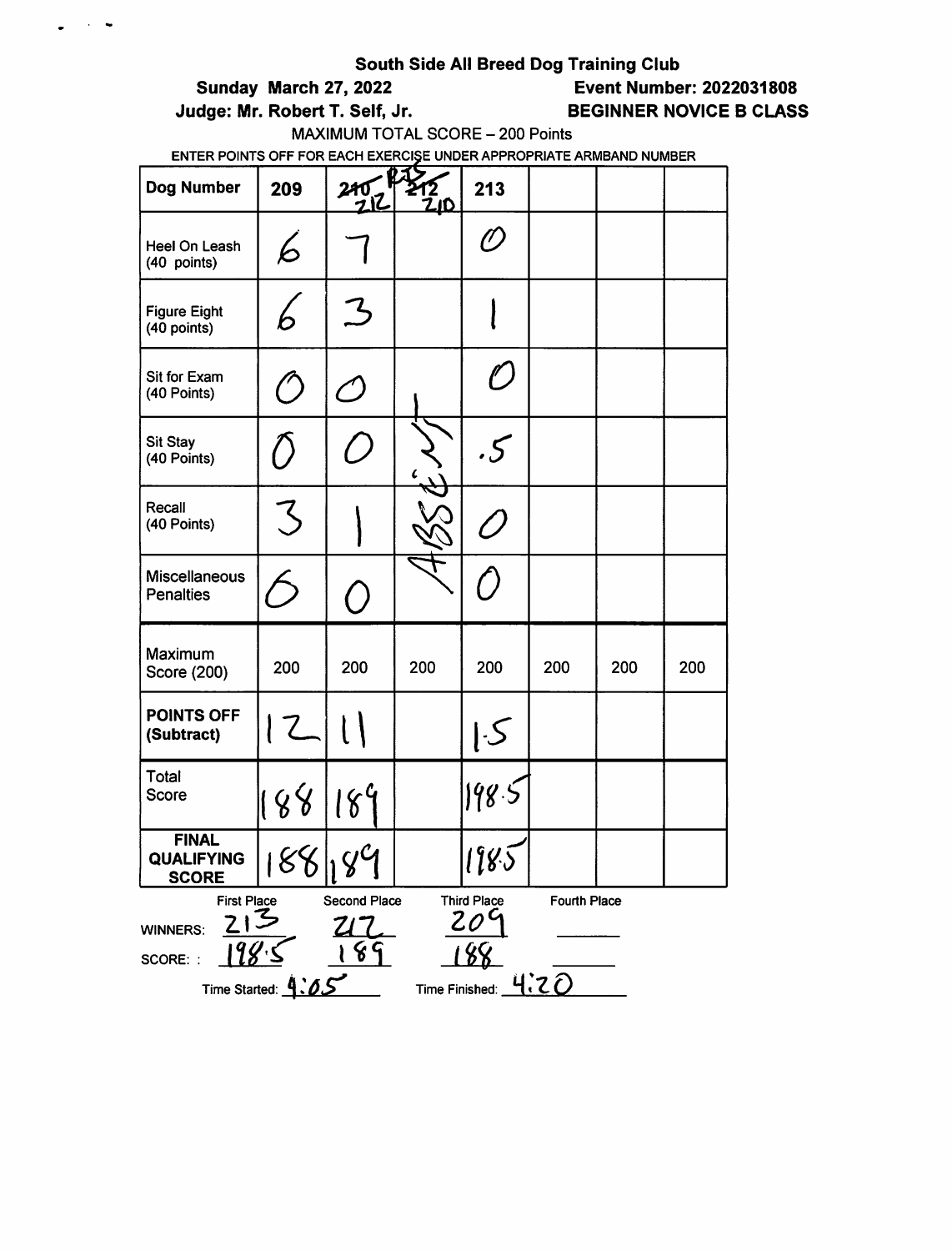**South Side All Breed Dog Training Club**

**Sunday March 27, 2022** **Event Number: 2022031808**

**Judge: Mr. Robert T. Self, Jr.** **BEGINNER NOVICE B CLASS**

MAXIMUM TOTAL SCORE – 200 Points

ENTER POINTS OFF FOR EACH EXERCISE UNDER APPROPRIATE ARMBAND NUMBER

| Dog Number | 209 | ~~210~~ 212 | ~~212~~ 210 | 213 | | | |
|---|---|---|---|---|---|---|---|
| Heel On Leash (40 points) | 6 | 7 | ABSENT | 0 | | | |
| Figure Eight (40 points) | 6 | 3 | | 1 | | | |
| Sit for Exam (40 Points) | 0 | 0 | | 0 | | | |
| Sit Stay (40 Points) | 0 | 0 | | .5 | | | |
| Recall (40 Points) | 3 | 1 | | 0 | | | |
| Miscellaneous Penalties | 6 | 0 | | 0 | | | |
| Maximum Score (200) | 200 | 200 | 200 | 200 | 200 | 200 | 200 |
| **POINTS OFF (Subtract)** | 12 | 11 | | 1.5 | | | |
| Total Score | 188 | 189 | | 198.5 | | | |
| **FINAL QUALIFYING SCORE** | 188 | 189 | | 198.5 | | | |

| | First Place | Second Place | Third Place | Fourth Place |
|---|---|---|---|---|
| WINNERS: | 213 | 212 | 209 | |
| SCORE: | 198.5 | 189 | 188 | |

Time Started: 4:05 Time Finished: 4:20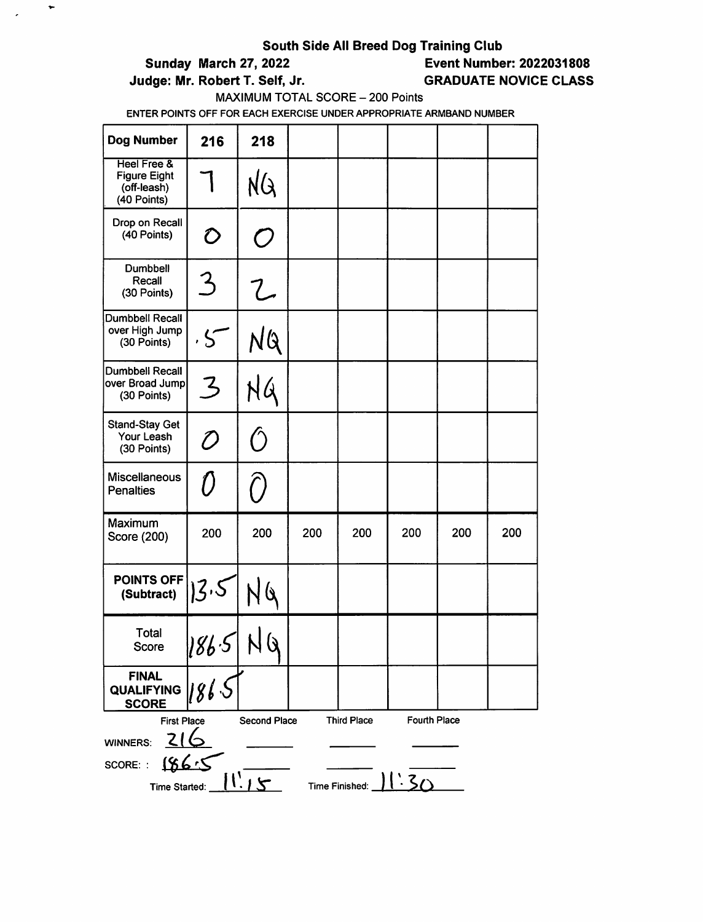**South Side All Breed Dog Training Club**

**Sunday March 27, 2022** **Event Number: 2022031808**

**Judge: Mr. Robert T. Self, Jr.** **GRADUATE NOVICE CLASS**

MAXIMUM TOTAL SCORE – 200 Points

ENTER POINTS OFF FOR EACH EXERCISE UNDER APPROPRIATE ARMBAND NUMBER

| **Dog Number** | **216** | **218** | | | | | |
|---|---|---|---|---|---|---|---|
| Heel Free & Figure Eight (off-leash) (40 Points) | 7 | NQ | | | | | |
| Drop on Recall (40 Points) | 0 | 0 | | | | | |
| Dumbbell Recall (30 Points) | 3 | 2 | | | | | |
| Dumbbell Recall over High Jump (30 Points) | .5 | NQ | | | | | |
| Dumbbell Recall over Broad Jump (30 Points) | 3 | NQ | | | | | |
| Stand-Stay Get Your Leash (30 Points) | 0 | 0 | | | | | |
| Miscellaneous Penalties | 0 | 0 | | | | | |
| Maximum Score (200) | 200 | 200 | 200 | 200 | 200 | 200 | 200 |
| **POINTS OFF (Subtract)** | 13.5 | NQ | | | | | |
| Total Score | 186.5 | NQ | | | | | |
| **FINAL QUALIFYING SCORE** | 186.5 | | | | | | |

| | First Place | Second Place | Third Place | Fourth Place |
|---|---|---|---|---|
| WINNERS: | 216 | | | |
| SCORE: | 186.5 | | | |

Time Started: 11:15 Time Finished: 11:30